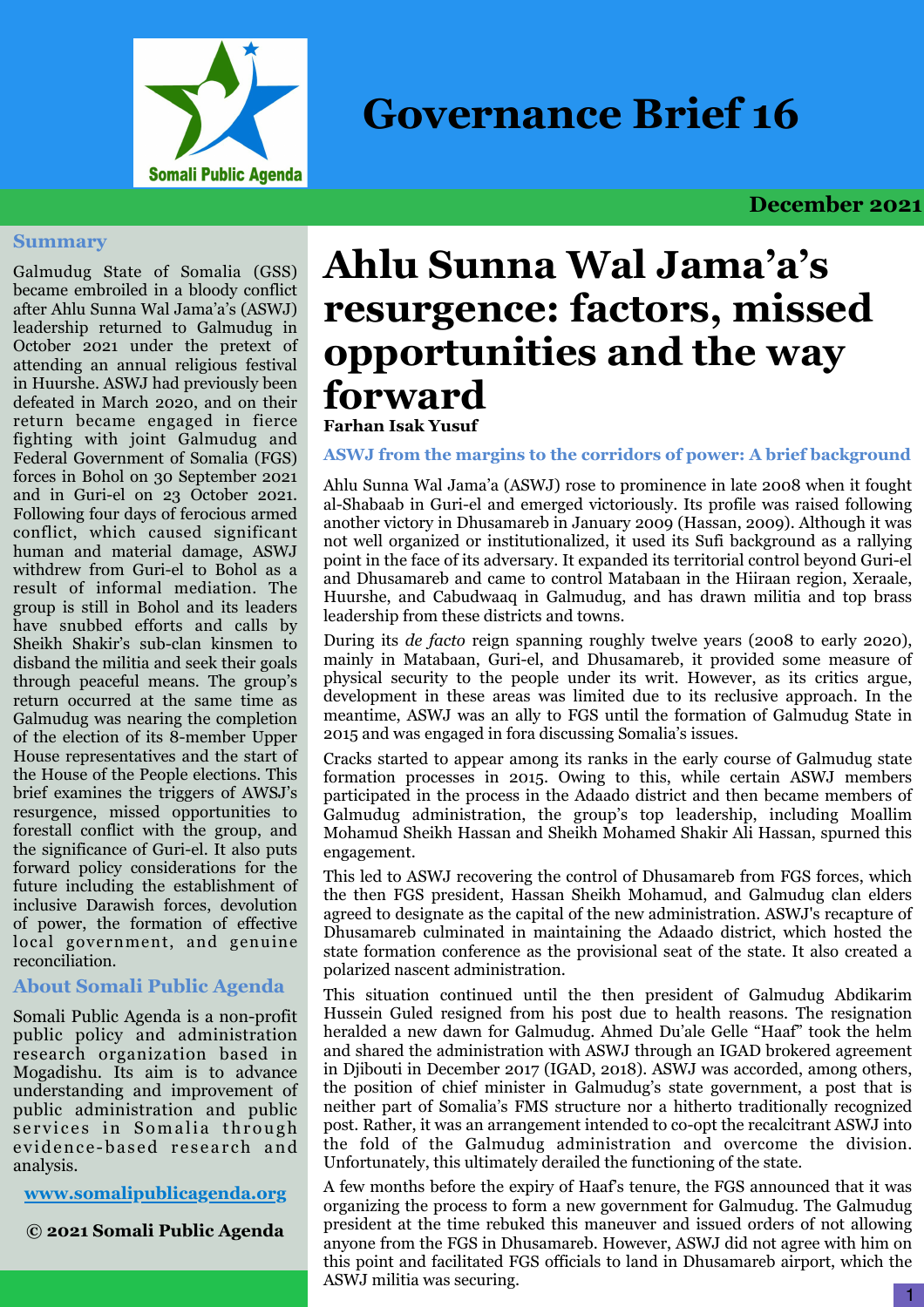# Governance Brief 16

**December 2021**

# Ahlu Sunna Wal Jama'a's resurgence: factors, missed opportunities and the way forward

**Farhan Isak Yusuf**

## Summary

Galmudug State of Somalia (GSS) became embroiled in a bloody conflict after Ahlu Sunna Wal Jama'a's (ASWJ) leadership returned to Galmudug in October 2021 under the pretext of attending an annual religious festival in Huurshe. ASWJ had previously been defeated in March 2020, and on their return became engaged in fierce fighting with joint Galmudug and Federal Government of Somalia (FGS) forces in Bohol on 30 September 2021 and in Guri-el on 23 October 2021. Following four days of ferocious armed conflict, which caused significant human and material damage, ASWJ withdrew from Guri-el to Bohol as a result of informal mediation. The group is still in Bohol and its leaders have snubbed efforts and calls by Sheikh Shakir's sub-clan kinsmen to disband the militia and seek their goals through peaceful means. The group's return occurred at the same time as Galmudug was nearing the completion of the election of its 8-member Upper House representatives and the start of the House of the People elections. This brief examines the triggers of AWSJ's resurgence, missed opportunities to forestall conflict with the group, and the significance of Guri-el. It also puts forward policy considerations for the future including the establishment of inclusive Darawish forces, devolution of power, the formation of effective local government, and genuine reconciliation.

## About Somali Public Agenda

Somali Public Agenda is a non-profit public policy and administration research organization based in Mogadishu. Its aim is to advance understanding and improvement of public administration and public services in Somalia through evidence-based research and analysis.

**www.somalipublicagenda.org**

**© 2021 Somali Public Agenda**

## ASWJ from the margins to the corridors of power: A brief background

Ahlu Sunna Wal Jama'a (ASWJ) rose to prominence in late 2008 when it fought al-Shabaab in Guri-el and emerged victoriously. Its profile was raised following another victory in Dhusamareb in January 2009 (Hassan, 2009). Although it was not well organized or institutionalized, it used its Sufi background as a rallying point in the face of its adversary. It expanded its territorial control beyond Guri-el and Dhusamareb and came to control Matabaan in the Hiiraan region, Xeraale, Huurshe, and Cabudwaaq in Galmudug, and has drawn militia and top brass leadership from these districts and towns.

During its *de facto* reign spanning roughly twelve years (2008 to early 2020), mainly in Matabaan, Guri-el, and Dhusamareb, it provided some measure of physical security to the people under its writ. However, as its critics argue, development in these areas was limited due to its reclusive approach. In the meantime, ASWJ was an ally to FGS until the formation of Galmudug State in 2015 and was engaged in fora discussing Somalia's issues.

Cracks started to appear among its ranks in the early course of Galmudug state formation processes in 2015. Owing to this, while certain ASWJ members participated in the process in the Adaado district and then became members of Galmudug administration, the group's top leadership, including Moallim Mohamud Sheikh Hassan and Sheikh Mohamed Shakir Ali Hassan, spurned this engagement.

This led to ASWJ recovering the control of Dhusamareb from FGS forces, which the then FGS president, Hassan Sheikh Mohamud, and Galmudug clan elders agreed to designate as the capital of the new administration. ASWJ's recapture of Dhusamareb culminated in maintaining the Adaado district, which hosted the state formation conference as the provisional seat of the state. It also created a polarized nascent administration.

This situation continued until the then president of Galmudug Abdikarim Hussein Guled resigned from his post due to health reasons. The resignation heralded a new dawn for Galmudug. Ahmed Du'ale Gelle "Haaf" took the helm and shared the administration with ASWJ through an IGAD brokered agreement in Djibouti in December 2017 (IGAD, 2018). ASWJ was accorded, among others, the position of chief minister in Galmudug's state government, a post that is neither part of Somalia's FMS structure nor a hitherto traditionally recognized post. Rather, it was an arrangement intended to co-opt the recalcitrant ASWJ into the fold of the Galmudug administration and overcome the division. Unfortunately, this ultimately derailed the functioning of the state.

A few months before the expiry of Haaf's tenure, the FGS announced that it was organizing the process to form a new government for Galmudug. The Galmudug president at the time rebuked this maneuver and issued orders of not allowing anyone from the FGS in Dhusamareb. However, ASWJ did not agree with him on this point and facilitated FGS officials to land in Dhusamareb airport, which the ASWJ militia was securing.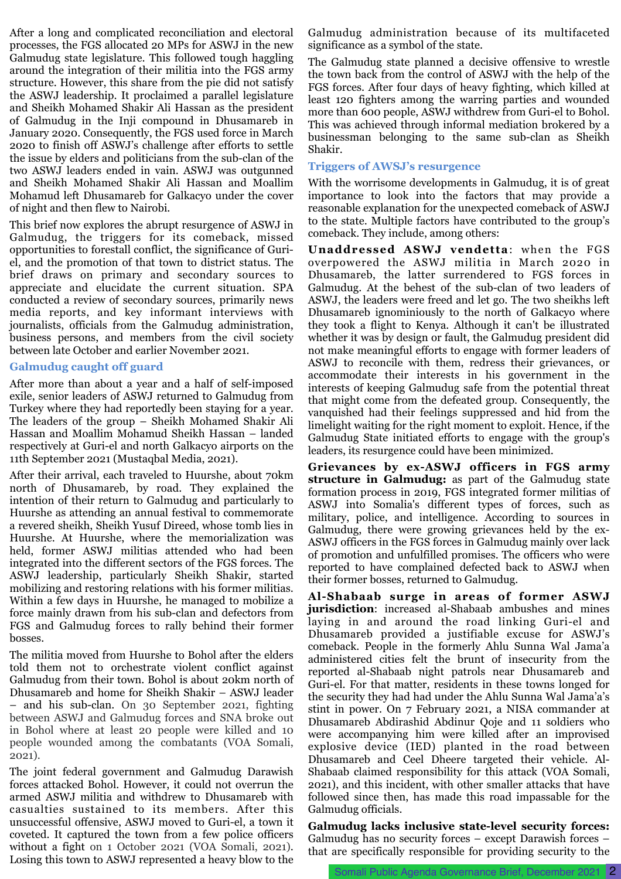After a long and complicated reconciliation and electoral processes, the FGS allocated 20 MPs for ASWJ in the new Galmudug state legislature. This followed tough haggling around the integration of their militia into the FGS army structure. However, this share from the pie did not satisfy the ASWJ leadership. It proclaimed a parallel legislature and Sheikh Mohamed Shakir Ali Hassan as the president of Galmudug in the Inji compound in Dhusamareb in January 2020. Consequently, the FGS used force in March 2020 to finish off ASWJ's challenge after efforts to settle the issue by elders and politicians from the sub-clan of the two ASWJ leaders ended in vain. ASWJ was outgunned and Sheikh Mohamed Shakir Ali Hassan and Moallim Mohamud left Dhusamareb for Galkacyo under the cover of night and then flew to Nairobi.

This brief now explores the abrupt resurgence of ASWJ in Galmudug, the triggers for its comeback, missed opportunities to forestall conflict, the significance of Guri-el, and the promotion of that town to district status. The brief draws on primary and secondary sources to appreciate and elucidate the current situation. SPA conducted a review of secondary sources, primarily news media reports, and key informant interviews with journalists, officials from the Galmudug administration, business persons, and members from the civil society between late October and earlier November 2021.

## Galmudug caught off guard

After more than about a year and a half of self-imposed exile, senior leaders of ASWJ returned to Galmudug from Turkey where they had reportedly been staying for a year. The leaders of the group – Sheikh Mohamed Shakir Ali Hassan and Moallim Mohamud Sheikh Hassan – landed respectively at Guri-el and north Galkacyo airports on the 11th September 2021 (Mustaqbal Media, 2021).

After their arrival, each traveled to Huurshe, about 70km north of Dhusamareb, by road. They explained the intention of their return to Galmudug and particularly to Huurshe as attending an annual festival to commemorate a revered sheikh, Sheikh Yusuf Direed, whose tomb lies in Huurshe. At Huurshe, where the memorialization was held, former ASWJ militias attended who had been integrated into the different sectors of the FGS forces. The ASWJ leadership, particularly Sheikh Shakir, started mobilizing and restoring relations with his former militias. Within a few days in Huurshe, he managed to mobilize a force mainly drawn from his sub-clan and defectors from FGS and Galmudug forces to rally behind their former bosses.

The militia moved from Huurshe to Bohol after the elders told them not to orchestrate violent conflict against Galmudug from their town. Bohol is about 20km north of Dhusamareb and home for Sheikh Shakir – ASWJ leader – and his sub-clan. On 30 September 2021, fighting between ASWJ and Galmudug forces and SNA broke out in Bohol where at least 20 people were killed and 10 people wounded among the combatants (VOA Somali, 2021).

The joint federal government and Galmudug Darawish forces attacked Bohol. However, it could not overrun the armed ASWJ militia and withdrew to Dhusamareb with casualties sustained to its members. After this unsuccessful offensive, ASWJ moved to Guri-el, a town it coveted. It captured the town from a few police officers without a fight on 1 October 2021 (VOA Somali, 2021). Losing this town to ASWJ represented a heavy blow to the Galmudug administration because of its multifaceted significance as a symbol of the state.

The Galmudug state planned a decisive offensive to wrestle the town back from the control of ASWJ with the help of the FGS forces. After four days of heavy fighting, which killed at least 120 fighters among the warring parties and wounded more than 600 people, ASWJ withdrew from Guri-el to Bohol. This was achieved through informal mediation brokered by a businessman belonging to the same sub-clan as Sheikh Shakir.

## Triggers of AWSJ's resurgence

With the worrisome developments in Galmudug, it is of great importance to look into the factors that may provide a reasonable explanation for the unexpected comeback of ASWJ to the state. Multiple factors have contributed to the group's comeback. They include, among others:

**Unaddressed ASWJ vendetta**: when the FGS overpowered the ASWJ militia in March 2020 in Dhusamareb, the latter surrendered to FGS forces in Galmudug. At the behest of the sub-clan of two leaders of ASWJ, the leaders were freed and let go. The two sheikhs left Dhusamareb ignominiously to the north of Galkacyo where they took a flight to Kenya. Although it can't be illustrated whether it was by design or fault, the Galmudug president did not make meaningful efforts to engage with former leaders of ASWJ to reconcile with them, redress their grievances, or accommodate their interests in his government in the interests of keeping Galmudug safe from the potential threat that might come from the defeated group. Consequently, the vanquished had their feelings suppressed and hid from the limelight waiting for the right moment to exploit. Hence, if the Galmudug State initiated efforts to engage with the group's leaders, its resurgence could have been minimized.

**Grievances by ex-ASWJ officers in FGS army structure in Galmudug:** as part of the Galmudug state formation process in 2019, FGS integrated former militias of ASWJ into Somalia's different types of forces, such as military, police, and intelligence. According to sources in Galmudug, there were growing grievances held by the ex-ASWJ officers in the FGS forces in Galmudug mainly over lack of promotion and unfulfilled promises. The officers who were reported to have complained defected back to ASWJ when their former bosses, returned to Galmudug.

**Al-Shabaab surge in areas of former ASWJ jurisdiction**: increased al-Shabaab ambushes and mines laying in and around the road linking Guri-el and Dhusamareb provided a justifiable excuse for ASWJ's comeback. People in the formerly Ahlu Sunna Wal Jama'a administered cities felt the brunt of insecurity from the reported al-Shabaab night patrols near Dhusamareb and Guri-el. For that matter, residents in these towns longed for the security they had had under the Ahlu Sunna Wal Jama'a's stint in power. On 7 February 2021, a NISA commander at Dhusamareb Abdirashid Abdinur Qoje and 11 soldiers who were accompanying him were killed after an improvised explosive device (IED) planted in the road between Dhusamareb and Ceel Dheere targeted their vehicle. Al-Shabaab claimed responsibility for this attack (VOA Somali, 2021), and this incident, with other smaller attacks that have followed since then, has made this road impassable for the Galmudug officials.

**Galmudug lacks inclusive state-level security forces:** Galmudug has no security forces – except Darawish forces – that are specifically responsible for providing security to the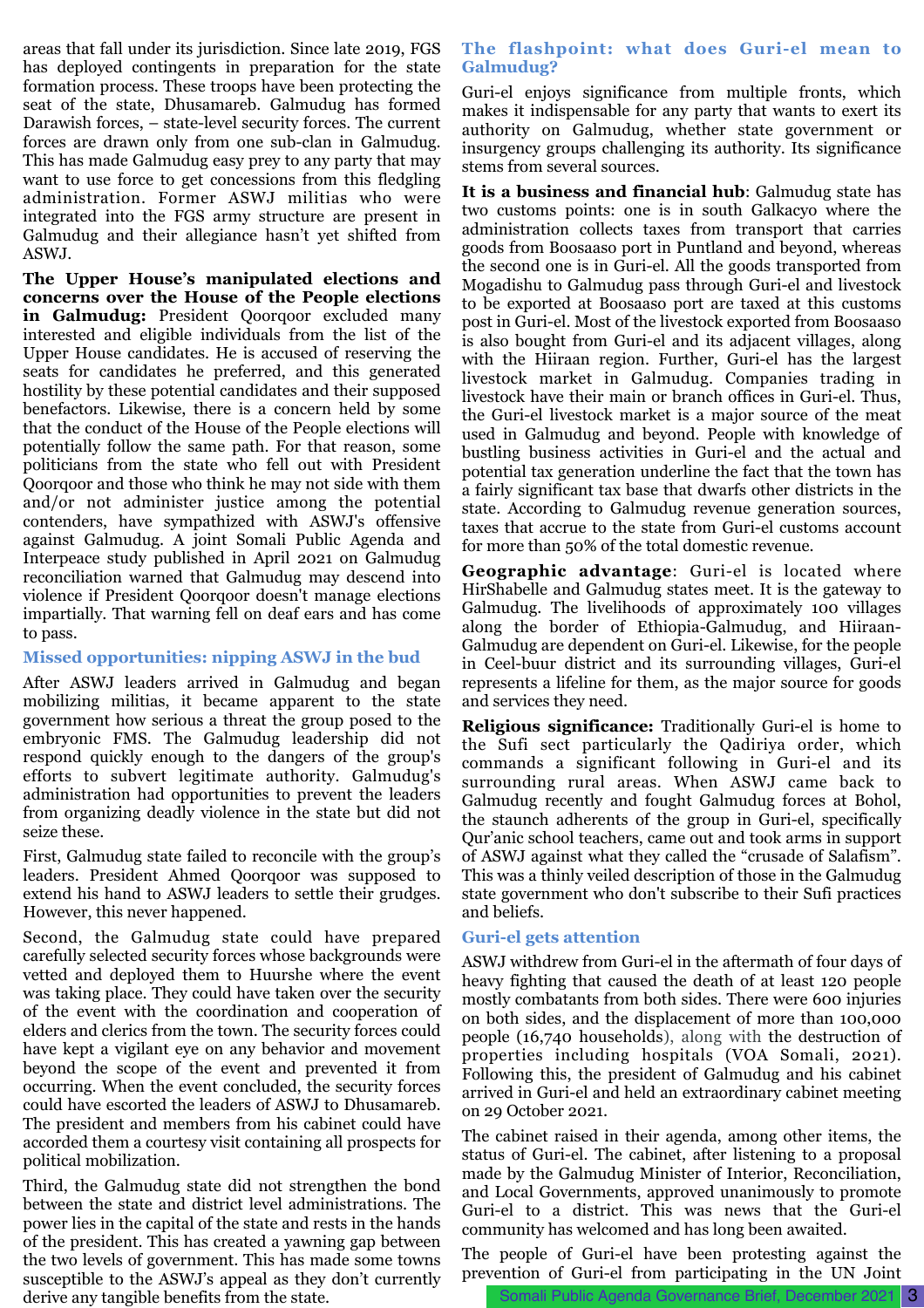areas that fall under its jurisdiction. Since late 2019, FGS has deployed contingents in preparation for the state formation process. These troops have been protecting the seat of the state, Dhusamareb. Galmudug has formed Darawish forces, – state-level security forces. The current forces are drawn only from one sub-clan in Galmudug. This has made Galmudug easy prey to any party that may want to use force to get concessions from this fledgling administration. Former ASWJ militias who were integrated into the FGS army structure are present in Galmudug and their allegiance hasn't yet shifted from ASWJ.

**The Upper House's manipulated elections and concerns over the House of the People elections in Galmudug:** President Qoorqoor excluded many interested and eligible individuals from the list of the Upper House candidates. He is accused of reserving the seats for candidates he preferred, and this generated hostility by these potential candidates and their supposed benefactors. Likewise, there is a concern held by some that the conduct of the House of the People elections will potentially follow the same path. For that reason, some politicians from the state who fell out with President Qoorqoor and those who think he may not side with them and/or not administer justice among the potential contenders, have sympathized with ASWJ's offensive against Galmudug. A joint Somali Public Agenda and Interpeace study published in April 2021 on Galmudug reconciliation warned that Galmudug may descend into violence if President Qoorqoor doesn't manage elections impartially. That warning fell on deaf ears and has come to pass.

### Missed opportunities: nipping ASWJ in the bud

After ASWJ leaders arrived in Galmudug and began mobilizing militias, it became apparent to the state government how serious a threat the group posed to the embryonic FMS. The Galmudug leadership did not respond quickly enough to the dangers of the group's efforts to subvert legitimate authority. Galmudug's administration had opportunities to prevent the leaders from organizing deadly violence in the state but did not seize these.

First, Galmudug state failed to reconcile with the group's leaders. President Ahmed Qoorqoor was supposed to extend his hand to ASWJ leaders to settle their grudges. However, this never happened.

Second, the Galmudug state could have prepared carefully selected security forces whose backgrounds were vetted and deployed them to Huurshe where the event was taking place. They could have taken over the security of the event with the coordination and cooperation of elders and clerics from the town. The security forces could have kept a vigilant eye on any behavior and movement beyond the scope of the event and prevented it from occurring. When the event concluded, the security forces could have escorted the leaders of ASWJ to Dhusamareb. The president and members from his cabinet could have accorded them a courtesy visit containing all prospects for political mobilization.

Third, the Galmudug state did not strengthen the bond between the state and district level administrations. The power lies in the capital of the state and rests in the hands of the president. This has created a yawning gap between the two levels of government. This has made some towns susceptible to the ASWJ's appeal as they don't currently derive any tangible benefits from the state.

### The flashpoint: what does Guri-el mean to Galmudug?

Guri-el enjoys significance from multiple fronts, which makes it indispensable for any party that wants to exert its authority on Galmudug, whether state government or insurgency groups challenging its authority. Its significance stems from several sources.

**It is a business and financial hub**: Galmudug state has two customs points: one is in south Galkacyo where the administration collects taxes from transport that carries goods from Boosaaso port in Puntland and beyond, whereas the second one is in Guri-el. All the goods transported from Mogadishu to Galmudug pass through Guri-el and livestock to be exported at Boosaaso port are taxed at this customs post in Guri-el. Most of the livestock exported from Boosaaso is also bought from Guri-el and its adjacent villages, along with the Hiiraan region. Further, Guri-el has the largest livestock market in Galmudug. Companies trading in livestock have their main or branch offices in Guri-el. Thus, the Guri-el livestock market is a major source of the meat used in Galmudug and beyond. People with knowledge of bustling business activities in Guri-el and the actual and potential tax generation underline the fact that the town has a fairly significant tax base that dwarfs other districts in the state. According to Galmudug revenue generation sources, taxes that accrue to the state from Guri-el customs account for more than 50% of the total domestic revenue.

**Geographic advantage**: Guri-el is located where HirShabelle and Galmudug states meet. It is the gateway to Galmudug. The livelihoods of approximately 100 villages along the border of Ethiopia-Galmudug, and Hiiraan-Galmudug are dependent on Guri-el. Likewise, for the people in Ceel-buur district and its surrounding villages, Guri-el represents a lifeline for them, as the major source for goods and services they need.

**Religious significance:** Traditionally Guri-el is home to the Sufi sect particularly the Qadiriya order, which commands a significant following in Guri-el and its surrounding rural areas. When ASWJ came back to Galmudug recently and fought Galmudug forces at Bohol, the staunch adherents of the group in Guri-el, specifically Qur'anic school teachers, came out and took arms in support of ASWJ against what they called the "crusade of Salafism". This was a thinly veiled description of those in the Galmudug state government who don't subscribe to their Sufi practices and beliefs.

### Guri-el gets attention

ASWJ withdrew from Guri-el in the aftermath of four days of heavy fighting that caused the death of at least 120 people mostly combatants from both sides. There were 600 injuries on both sides, and the displacement of more than 100,000 people (16,740 households), along with the destruction of properties including hospitals (VOA Somali, 2021). Following this, the president of Galmudug and his cabinet arrived in Guri-el and held an extraordinary cabinet meeting on 29 October 2021.

The cabinet raised in their agenda, among other items, the status of Guri-el. The cabinet, after listening to a proposal made by the Galmudug Minister of Interior, Reconciliation, and Local Governments, approved unanimously to promote Guri-el to a district. This was news that the Guri-el community has welcomed and has long been awaited.

The people of Guri-el have been protesting against the prevention of Guri-el from participating in the UN Joint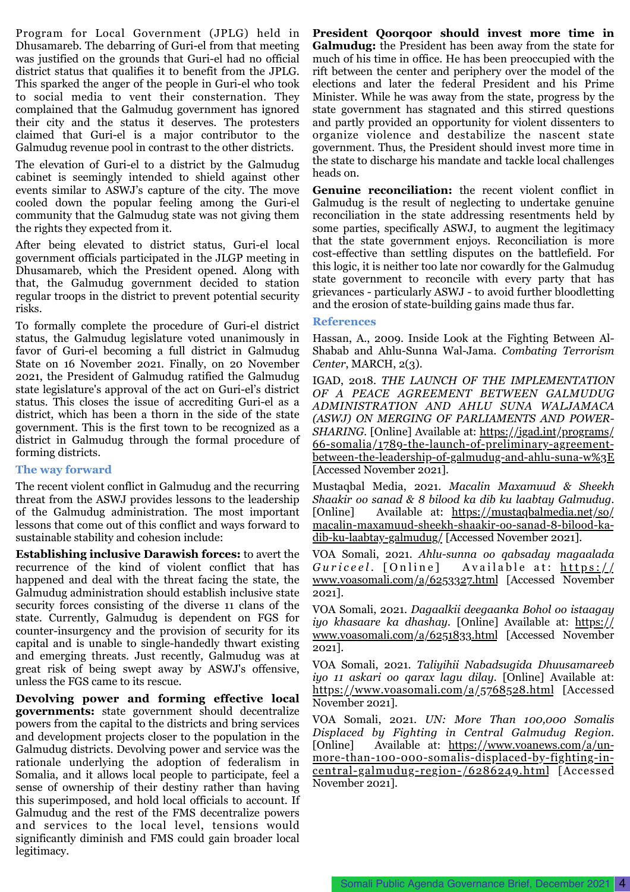Program for Local Government (JPLG) held in Dhusamareb. The debarring of Guri-el from that meeting was justified on the grounds that Guri-el had no official district status that qualifies it to benefit from the JPLG. This sparked the anger of the people in Guri-el who took to social media to vent their consternation. They complained that the Galmudug government has ignored their city and the status it deserves. The protesters claimed that Guri-el is a major contributor to the Galmudug revenue pool in contrast to the other districts.

The elevation of Guri-el to a district by the Galmudug cabinet is seemingly intended to shield against other events similar to ASWJ's capture of the city. The move cooled down the popular feeling among the Guri-el community that the Galmudug state was not giving them the rights they expected from it.

After being elevated to district status, Guri-el local government officials participated in the JLGP meeting in Dhusamareb, which the President opened. Along with that, the Galmudug government decided to station regular troops in the district to prevent potential security risks.

To formally complete the procedure of Guri-el district status, the Galmudug legislature voted unanimously in favor of Guri-el becoming a full district in Galmudug State on 16 November 2021. Finally, on 20 November 2021, the President of Galmudug ratified the Galmudug state legislature's approval of the act on Guri-el's district status. This closes the issue of accrediting Guri-el as a district, which has been a thorn in the side of the state government. This is the first town to be recognized as a district in Galmudug through the formal procedure of forming districts.

## The way forward

The recent violent conflict in Galmudug and the recurring threat from the ASWJ provides lessons to the leadership of the Galmudug administration. The most important lessons that come out of this conflict and ways forward to sustainable stability and cohesion include:

**Establishing inclusive Darawish forces:** to avert the recurrence of the kind of violent conflict that has happened and deal with the threat facing the state, the Galmudug administration should establish inclusive state security forces consisting of the diverse 11 clans of the state. Currently, Galmudug is dependent on FGS for counter-insurgency and the provision of security for its capital and is unable to single-handedly thwart existing and emerging threats. Just recently, Galmudug was at great risk of being swept away by ASWJ's offensive, unless the FGS came to its rescue.

**Devolving power and forming effective local governments:** state government should decentralize powers from the capital to the districts and bring services and development projects closer to the population in the Galmudug districts. Devolving power and service was the rationale underlying the adoption of federalism in Somalia, and it allows local people to participate, feel a sense of ownership of their destiny rather than having this superimposed, and hold local officials to account. If Galmudug and the rest of the FMS decentralize powers and services to the local level, tensions would significantly diminish and FMS could gain broader local legitimacy.

**President Qoorqoor should invest more time in Galmudug:** the President has been away from the state for much of his time in office. He has been preoccupied with the rift between the center and periphery over the model of the elections and later the federal President and his Prime Minister. While he was away from the state, progress by the state government has stagnated and this stirred questions and partly provided an opportunity for violent dissenters to organize violence and destabilize the nascent state government. Thus, the President should invest more time in the state to discharge his mandate and tackle local challenges heads on.

**Genuine reconciliation:** the recent violent conflict in Galmudug is the result of neglecting to undertake genuine reconciliation in the state addressing resentments held by some parties, specifically ASWJ, to augment the legitimacy that the state government enjoys. Reconciliation is more cost-effective than settling disputes on the battlefield. For this logic, it is neither too late nor cowardly for the Galmudug state government to reconcile with every party that has grievances - particularly ASWJ - to avoid further bloodletting and the erosion of state-building gains made thus far.

## References

Hassan, A., 2009. Inside Look at the Fighting Between Al-Shabab and Ahlu-Sunna Wal-Jama. *Combating Terrorism Center*, MARCH, 2(3).

IGAD, 2018. *THE LAUNCH OF THE IMPLEMENTATION OF A PEACE AGREEMENT BETWEEN GALMUDUG ADMINISTRATION AND AHLU SUNA WALJAMACA (ASWJ) ON MERGING OF PARLIAMENTS AND POWER-SHARING.* [Online] Available at: https://igad.int/programs/66-somalia/1789-the-launch-of-preliminary-agreement-between-the-leadership-of-galmudug-and-ahlu-suna-w%3E [Accessed November 2021].

Mustaqbal Media, 2021. *Macalin Maxamuud & Sheekh Shaakir oo sanad & 8 bilood ka dib ku laabtay Galmudug.* [Online] Available at: https://mustaqbalmedia.net/so/macalin-maxamuud-sheekh-shaakir-oo-sanad-8-bilood-ka-dib-ku-laabtay-galmudug/ [Accessed November 2021].

VOA Somali, 2021. *Ahlu-sunna oo qabsaday magaalada Guriceel.* [Online] Available at: https://www.voasomali.com/a/6253327.html [Accessed November 2021].

VOA Somali, 2021. *Dagaalkii deegaanka Bohol oo istaagay iyo khasaare ka dhashay.* [Online] Available at: https://www.voasomali.com/a/6251833.html [Accessed November 2021].

VOA Somali, 2021. *Taliyihii Nabadsugida Dhuusamareeb iyo 11 askari oo qarax lagu dilay.* [Online] Available at: https://www.voasomali.com/a/5768528.html [Accessed November 2021].

VOA Somali, 2021. *UN: More Than 100,000 Somalis Displaced by Fighting in Central Galmudug Region.* [Online] Available at: https://www.voanews.com/a/un-more-than-100-000-somalis-displaced-by-fighting-in-central-galmudug-region-/6286249.html [Accessed November 2021].